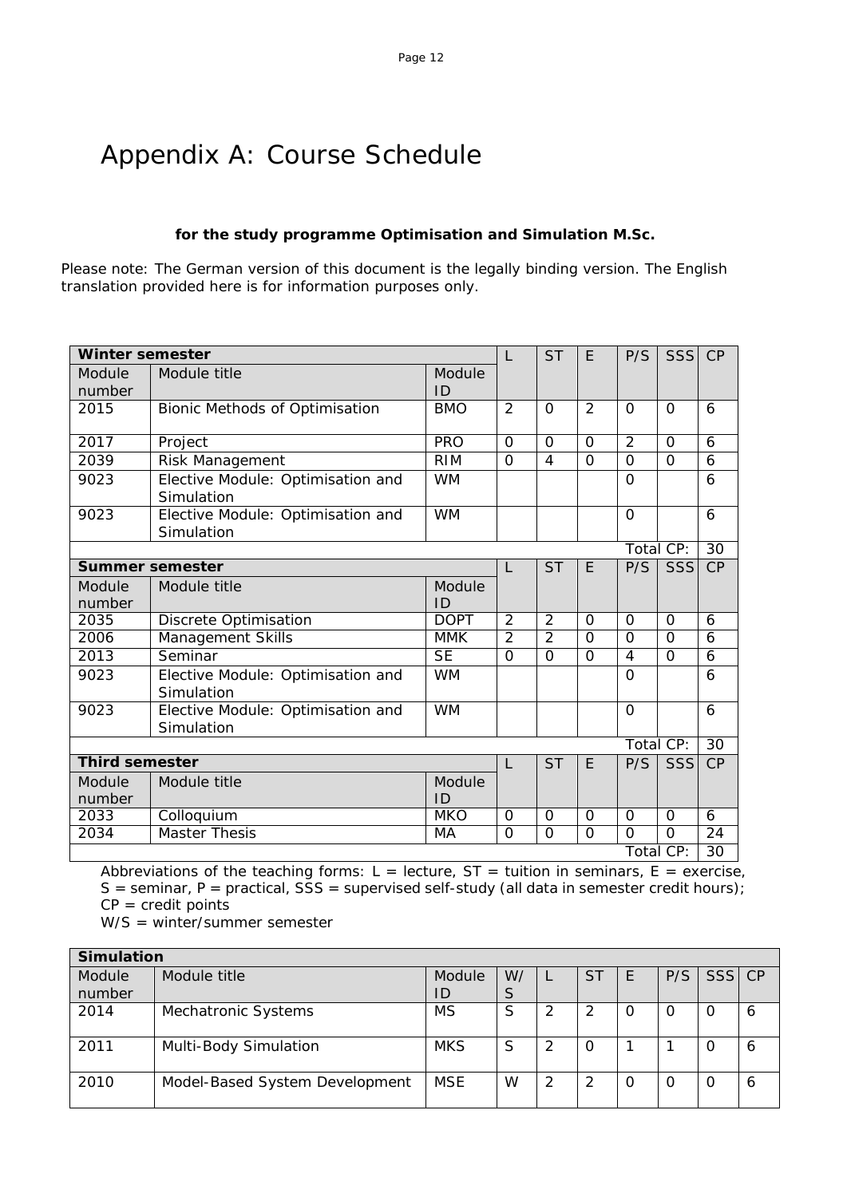# Appendix A: Course Schedule

**for the study programme Optimisation and Simulation M.Sc.**

Please note: The German version of this document is the legally binding version. The English translation provided here is for information purposes only.

| **Winter semester** | | | L | ST | E | P/S | SSS | CP |
|---|---|---|---|---|---|---|---|---|
| Module number | Module title | Module ID | | | | | | |
| 2015 | Bionic Methods of Optimisation | BMO | 2 | 0 | 2 | 0 | 0 | 6 |
| 2017 | Project | PRO | 0 | 0 | 0 | 2 | 0 | 6 |
| 2039 | Risk Management | RIM | 0 | 4 | 0 | 0 | 0 | 6 |
| 9023 | Elective Module: Optimisation and Simulation | WM | | | | 0 | | 6 |
| 9023 | Elective Module: Optimisation and Simulation | WM | | | | 0 | | 6 |
| | | | | | | Total CP: | | 30 |
| **Summer semester** | | | L | ST | E | P/S | SSS | CP |
| Module number | Module title | Module ID | | | | | | |
| 2035 | Discrete Optimisation | DOPT | 2 | 2 | 0 | 0 | 0 | 6 |
| 2006 | Management Skills | MMK | 2 | 2 | 0 | 0 | 0 | 6 |
| 2013 | Seminar | SE | 0 | 0 | 0 | 4 | 0 | 6 |
| 9023 | Elective Module: Optimisation and Simulation | WM | | | | 0 | | 6 |
| 9023 | Elective Module: Optimisation and Simulation | WM | | | | 0 | | 6 |
| | | | | | | Total CP: | | 30 |
| **Third semester** | | | L | ST | E | P/S | SSS | CP |
| Module number | Module title | Module ID | | | | | | |
| 2033 | Colloquium | MKO | 0 | 0 | 0 | 0 | 0 | 6 |
| 2034 | Master Thesis | MA | 0 | 0 | 0 | 0 | 0 | 24 |
| | | | | | | Total CP: | | 30 |

Abbreviations of the teaching forms: L = lecture, ST = tuition in seminars, E = exercise, S = seminar, P = practical, SSS = supervised self-study (all data in semester credit hours); CP = credit points
W/S = winter/summer semester

| **Simulation** | | | | | | | | | |
|---|---|---|---|---|---|---|---|---|---|
| Module number | Module title | Module ID | W/S | L | ST | E | P/S | SSS | CP |
| 2014 | Mechatronic Systems | MS | S | 2 | 2 | 0 | 0 | 0 | 6 |
| 2011 | Multi-Body Simulation | MKS | S | 2 | 0 | 1 | 1 | 0 | 6 |
| 2010 | Model-Based System Development | MSE | W | 2 | 2 | 0 | 0 | 0 | 6 |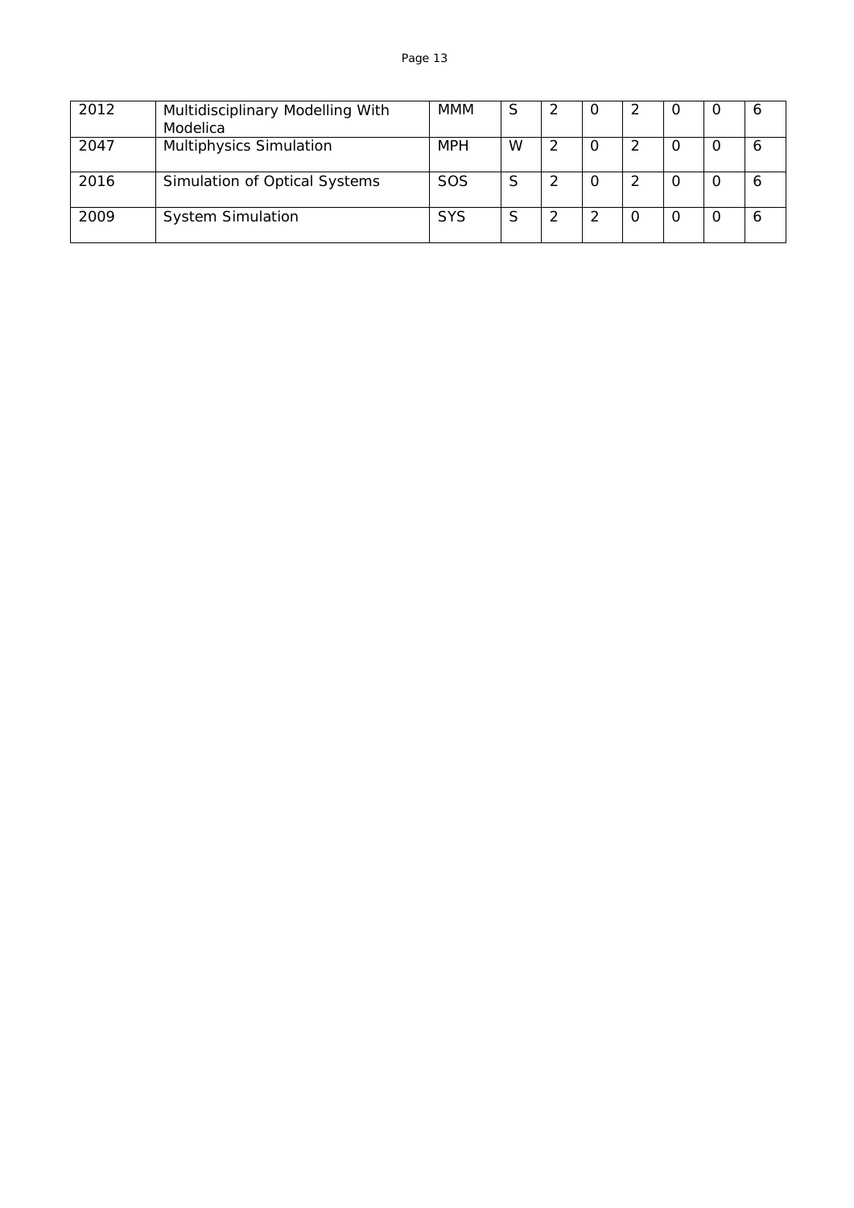| 2012 | Multidisciplinary Modelling With Modelica | MMM | S | 2 | 0 | 2 | 0 | 0 | 6 |
|---|---|---|---|---|---|---|---|---|---|
| 2047 | Multiphysics Simulation | MPH | W | 2 | 0 | 2 | 0 | 0 | 6 |
| 2016 | Simulation of Optical Systems | SOS | S | 2 | 0 | 2 | 0 | 0 | 6 |
| 2009 | System Simulation | SYS | S | 2 | 2 | 0 | 0 | 0 | 6 |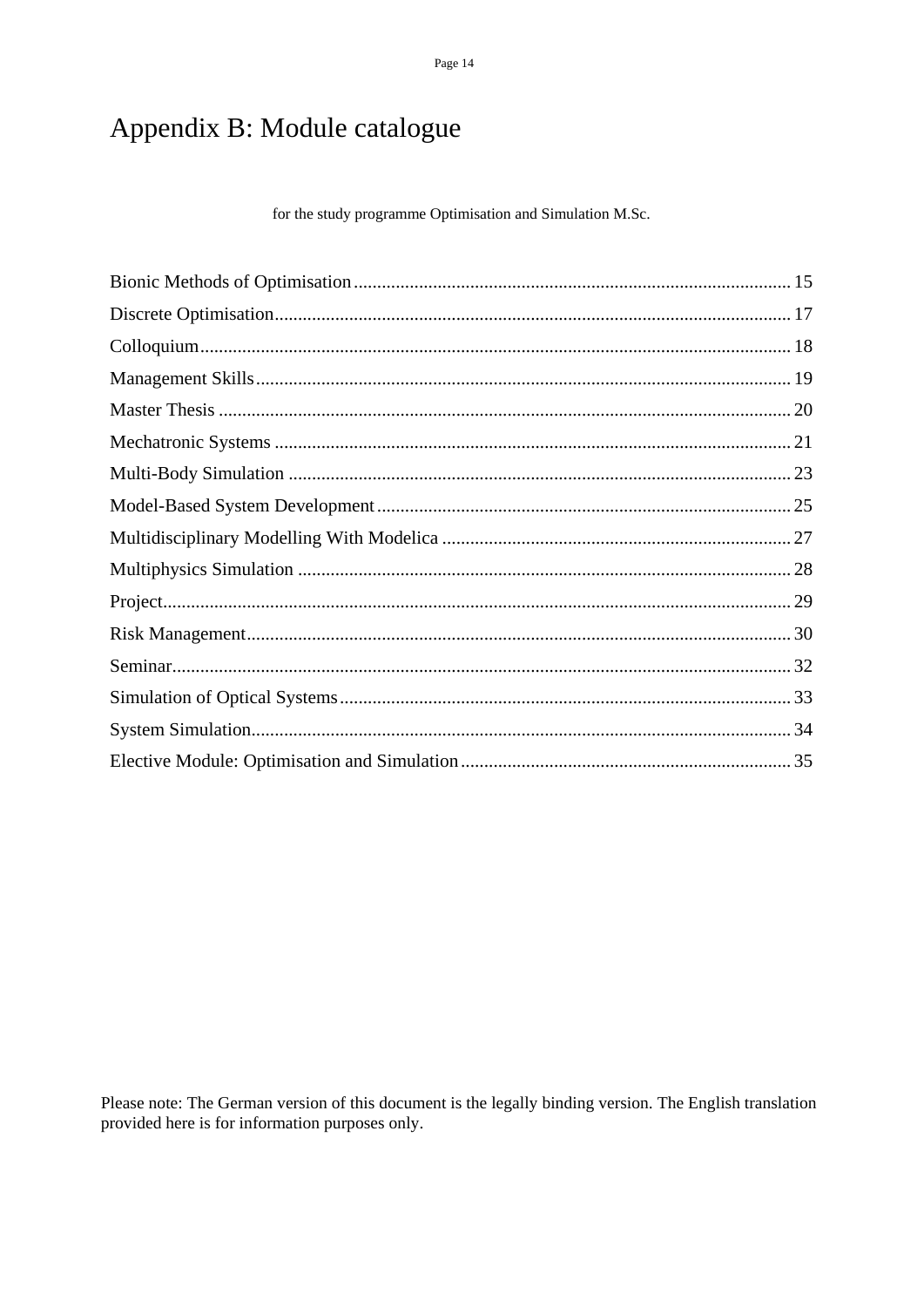# Appendix B: Module catalogue

for the study programme Optimisation and Simulation M.Sc.

Bionic Methods of Optimisation ........ 15
Discrete Optimisation ........ 17
Colloquium ........ 18
Management Skills ........ 19
Master Thesis ........ 20
Mechatronic Systems ........ 21
Multi-Body Simulation ........ 23
Model-Based System Development ........ 25
Multidisciplinary Modelling With Modelica ........ 27
Multiphysics Simulation ........ 28
Project ........ 29
Risk Management ........ 30
Seminar ........ 32
Simulation of Optical Systems ........ 33
System Simulation ........ 34
Elective Module: Optimisation and Simulation ........ 35

Please note: The German version of this document is the legally binding version. The English translation provided here is for information purposes only.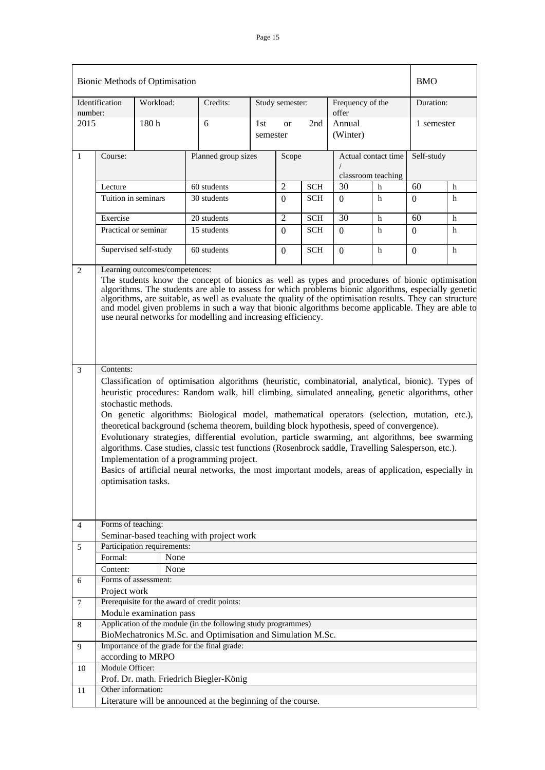| Bionic Methods of Optimisation | | | | | | BMO |
|---|---|---|---|---|---|---|
| Identification number: | Workload: | Credits: | Study semester: | Frequency of the offer | | Duration: |
| 2015 | 180 h | 6 | 1st or 2nd semester | Annual (Winter) | | 1 semester |

| 1 | Course: | Planned group sizes | Scope | | Actual contact time / classroom teaching | | Self-study | |
|---|---|---|---|---|---|---|---|---|
| | Lecture | 60 students | 2 | SCH | 30 | h | 60 | h |
| | Tuition in seminars | 30 students | 0 | SCH | 0 | h | 0 | h |
| | Exercise | 20 students | 2 | SCH | 30 | h | 60 | h |
| | Practical or seminar | 15 students | 0 | SCH | 0 | h | 0 | h |
| | Supervised self-study | 60 students | 0 | SCH | 0 | h | 0 | h |

**2 Learning outcomes/competences:**

The students know the concept of bionics as well as types and procedures of bionic optimisation algorithms. The students are able to assess for which problems bionic algorithms, especially genetic algorithms, are suitable, as well as evaluate the quality of the optimisation results. They can structure and model given problems in such a way that bionic algorithms become applicable. They are able to use neural networks for modelling and increasing efficiency.

**3 Contents:**

Classification of optimisation algorithms (heuristic, combinatorial, analytical, bionic). Types of heuristic procedures: Random walk, hill climbing, simulated annealing, genetic algorithms, other stochastic methods.

On genetic algorithms: Biological model, mathematical operators (selection, mutation, etc.), theoretical background (schema theorem, building block hypothesis, speed of convergence).

Evolutionary strategies, differential evolution, particle swarming, ant algorithms, bee swarming algorithms. Case studies, classic test functions (Rosenbrock saddle, Travelling Salesperson, etc.).

Implementation of a programming project.

Basics of artificial neural networks, the most important models, areas of application, especially in optimisation tasks.

**4 Forms of teaching:**

Seminar-based teaching with project work

**5 Participation requirements:**

| Formal: | None |
|---|---|
| Content: | None |

**6 Forms of assessment:**

Project work

**7 Prerequisite for the award of credit points:**

Module examination pass

**8 Application of the module (in the following study programmes)**

BioMechatronics M.Sc. and Optimisation and Simulation M.Sc.

**9 Importance of the grade for the final grade:**

according to MRPO

**10 Module Officer:**

Prof. Dr. math. Friedrich Biegler-König

**11 Other information:**

Literature will be announced at the beginning of the course.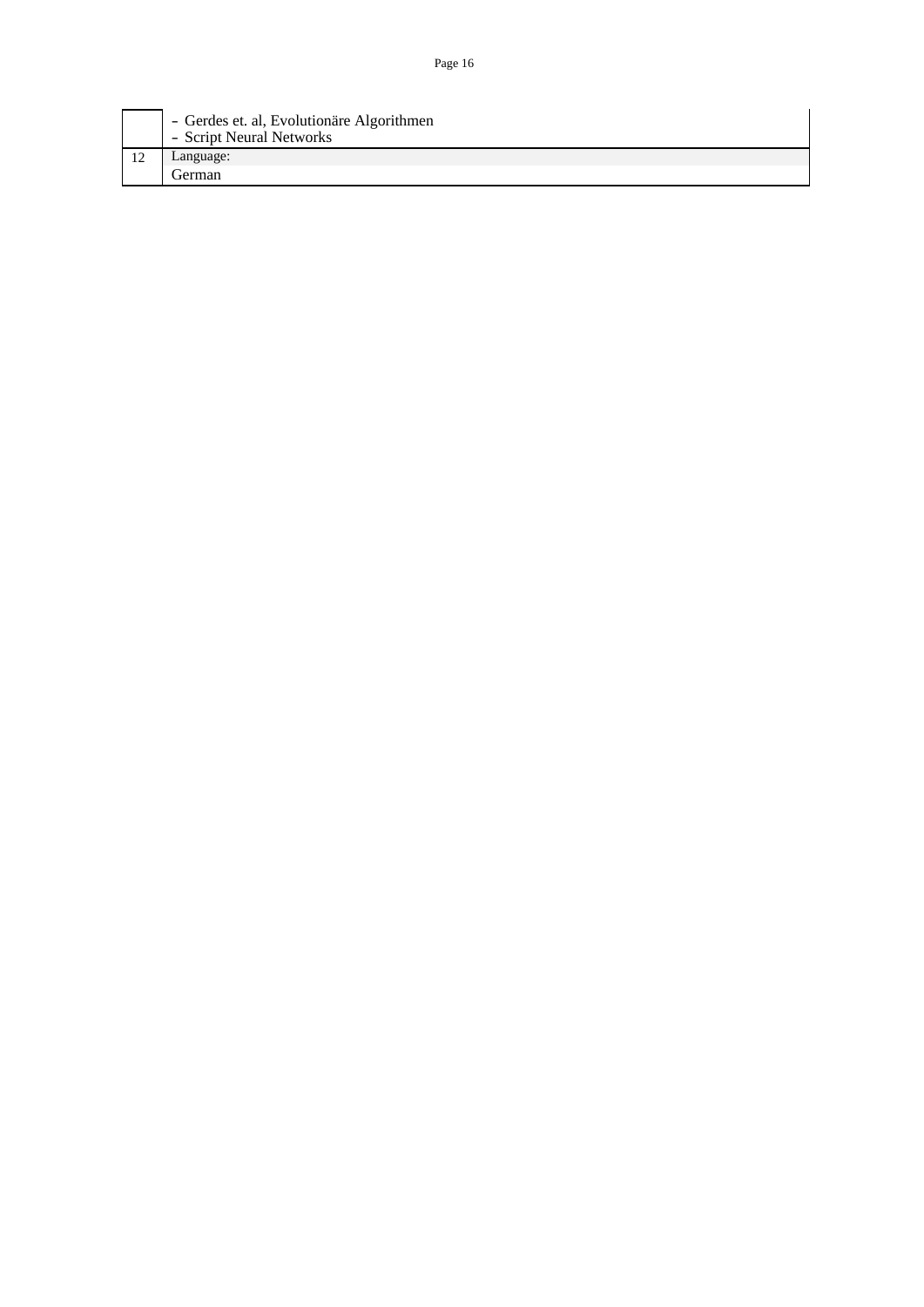|  |  |
|---|---|
|  | - Gerdes et. al, Evolutionäre Algorithmen<br>- Script Neural Networks |
| 12 | Language:<br>German |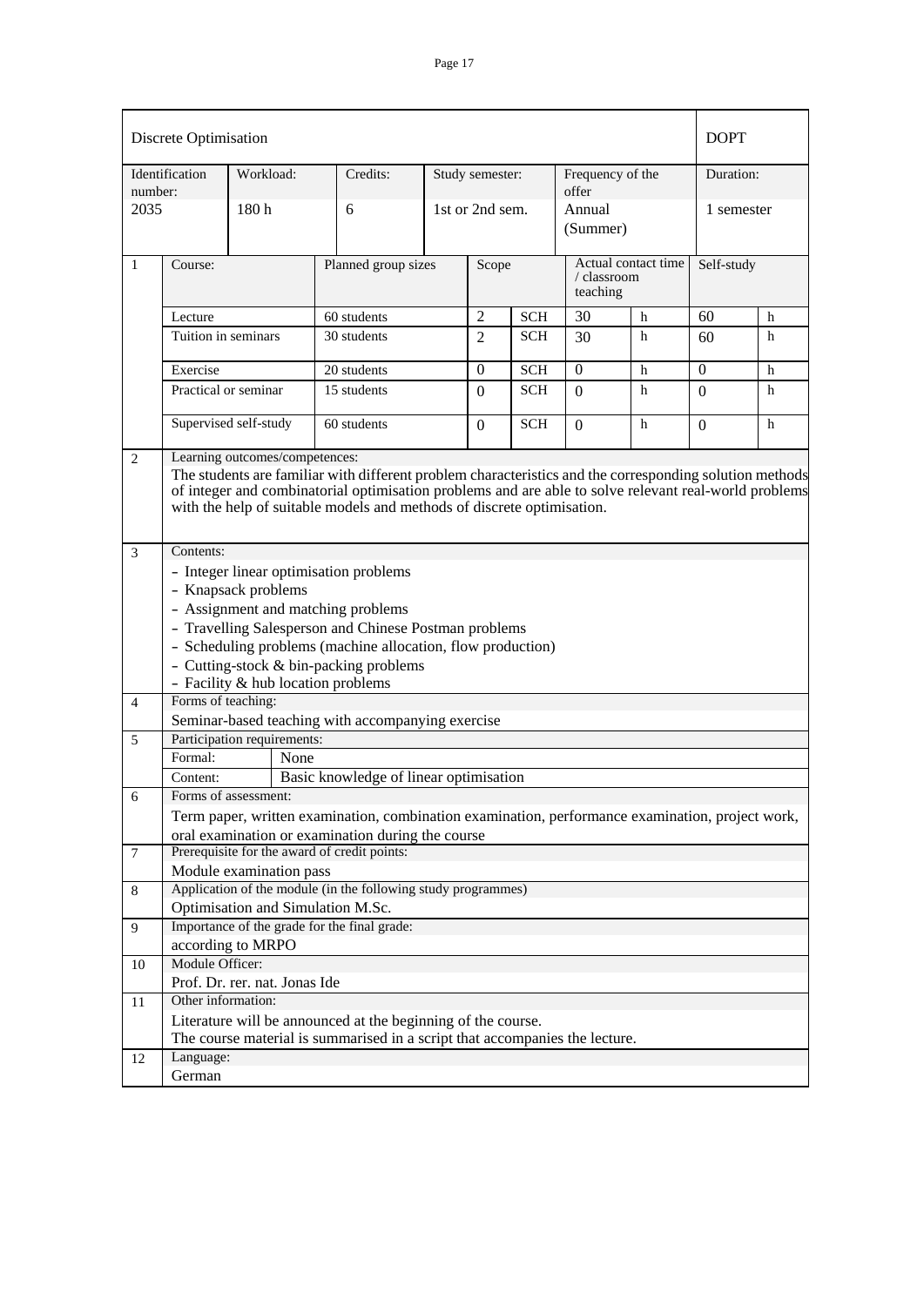| Discrete Optimisation | | | | | | DOPT |
|---|---|---|---|---|---|---|
| Identification number: | Workload: | Credits: | Study semester: | Frequency of the offer | | Duration: |
| 2035 | 180 h | 6 | 1st or 2nd sem. | Annual (Summer) | | 1 semester |

| | Course: | Planned group sizes | Scope | | Actual contact time / classroom teaching | | Self-study | |
|---|---|---|---|---|---|---|---|---|
| 1 | Lecture | 60 students | 2 | SCH | 30 | h | 60 | h |
| | Tuition in seminars | 30 students | 2 | SCH | 30 | h | 60 | h |
| | Exercise | 20 students | 0 | SCH | 0 | h | 0 | h |
| | Practical or seminar | 15 students | 0 | SCH | 0 | h | 0 | h |
| | Supervised self-study | 60 students | 0 | SCH | 0 | h | 0 | h |

**2 Learning outcomes/competences:**

The students are familiar with different problem characteristics and the corresponding solution methods of integer and combinatorial optimisation problems and are able to solve relevant real-world problems with the help of suitable models and methods of discrete optimisation.

**3 Contents:**

- Integer linear optimisation problems
- Knapsack problems
- Assignment and matching problems
- Travelling Salesperson and Chinese Postman problems
- Scheduling problems (machine allocation, flow production)
- Cutting-stock & bin-packing problems
- Facility & hub location problems

**4 Forms of teaching:**

Seminar-based teaching with accompanying exercise

**5 Participation requirements:**

| | |
|---|---|
| Formal: | None |
| Content: | Basic knowledge of linear optimisation |

**6 Forms of assessment:**

Term paper, written examination, combination examination, performance examination, project work, oral examination or examination during the course

**7 Prerequisite for the award of credit points:**

Module examination pass

**8 Application of the module (in the following study programmes)**

Optimisation and Simulation M.Sc.

**9 Importance of the grade for the final grade:**

according to MRPO

**10 Module Officer:**

Prof. Dr. rer. nat. Jonas Ide

**11 Other information:**

Literature will be announced at the beginning of the course.
The course material is summarised in a script that accompanies the lecture.

**12 Language:**

German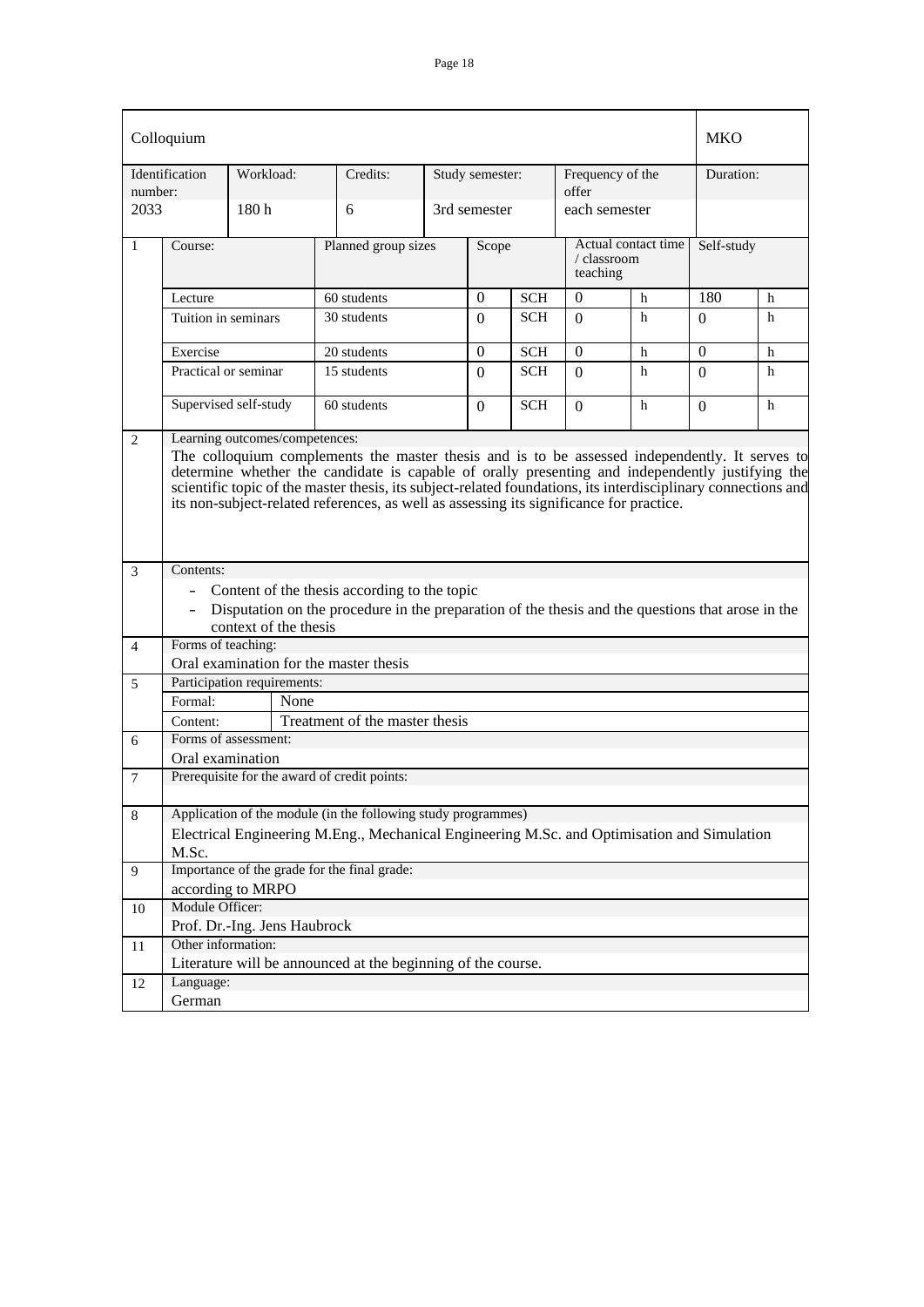| Colloquium | | | | | | MKO |
|---|---|---|---|---|---|---|
| Identification number: | Workload: | Credits: | Study semester: | Frequency of the offer | | Duration: |
| 2033 | 180 h | 6 | 3rd semester | each semester | | |

| | Course: | Planned group sizes | Scope | | Actual contact time / classroom teaching | | Self-study | |
|---|---|---|---|---|---|---|---|---|
| 1 | Lecture | 60 students | 0 | SCH | 0 | h | 180 | h |
| | Tuition in seminars | 30 students | 0 | SCH | 0 | h | 0 | h |
| | Exercise | 20 students | 0 | SCH | 0 | h | 0 | h |
| | Practical or seminar | 15 students | 0 | SCH | 0 | h | 0 | h |
| | Supervised self-study | 60 students | 0 | SCH | 0 | h | 0 | h |

**2 Learning outcomes/competences:**

The colloquium complements the master thesis and is to be assessed independently. It serves to determine whether the candidate is capable of orally presenting and independently justifying the scientific topic of the master thesis, its subject-related foundations, its interdisciplinary connections and its non-subject-related references, as well as assessing its significance for practice.

**3 Contents:**

- Content of the thesis according to the topic
- Disputation on the procedure in the preparation of the thesis and the questions that arose in the context of the thesis

**4 Forms of teaching:**

Oral examination for the master thesis

**5 Participation requirements:**

| Formal: | None |
|---|---|
| Content: | Treatment of the master thesis |

**6 Forms of assessment:**

Oral examination

**7 Prerequisite for the award of credit points:**

**8 Application of the module (in the following study programmes)**

Electrical Engineering M.Eng., Mechanical Engineering M.Sc. and Optimisation and Simulation M.Sc.

**9 Importance of the grade for the final grade:**

according to MRPO

**10 Module Officer:**

Prof. Dr.-Ing. Jens Haubrock

**11 Other information:**

Literature will be announced at the beginning of the course.

**12 Language:**

German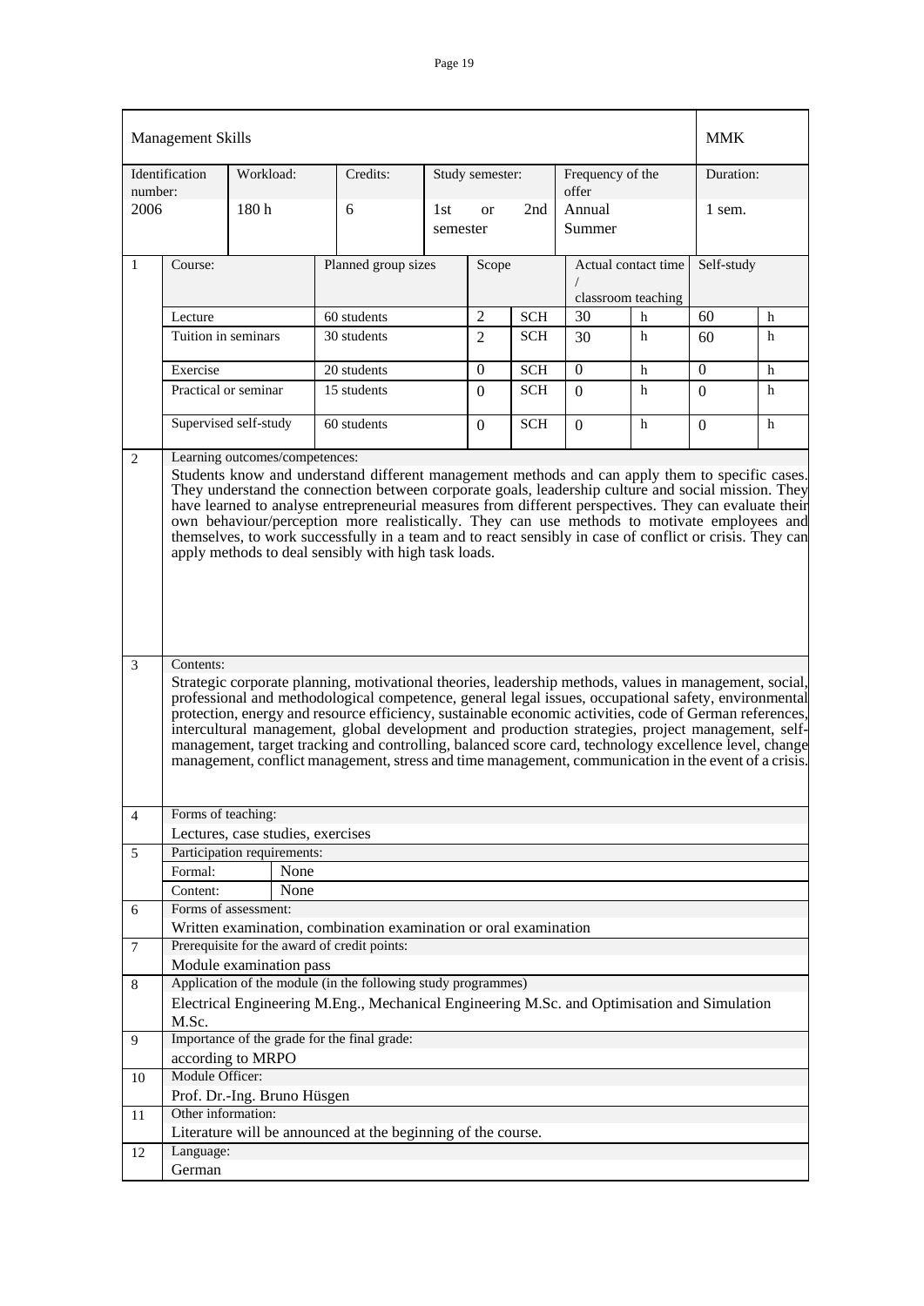| Management Skills | | | | | | MMK |
|---|---|---|---|---|---|---|
| Identification number: | Workload: | Credits: | Study semester: | Frequency of the offer | | Duration: |
| 2006 | 180 h | 6 | 1st or 2nd semester | Annual Summer | | 1 sem. |

| | Course: | Planned group sizes | Scope | | Actual contact time / classroom teaching | | Self-study | |
|---|---|---|---|---|---|---|---|---|
| 1 | Lecture | 60 students | 2 | SCH | 30 | h | 60 | h |
| | Tuition in seminars | 30 students | 2 | SCH | 30 | h | 60 | h |
| | Exercise | 20 students | 0 | SCH | 0 | h | 0 | h |
| | Practical or seminar | 15 students | 0 | SCH | 0 | h | 0 | h |
| | Supervised self-study | 60 students | 0 | SCH | 0 | h | 0 | h |

**2 Learning outcomes/competences:**

Students know and understand different management methods and can apply them to specific cases. They understand the connection between corporate goals, leadership culture and social mission. They have learned to analyse entrepreneurial measures from different perspectives. They can evaluate their own behaviour/perception more realistically. They can use methods to motivate employees and themselves, to work successfully in a team and to react sensibly in case of conflict or crisis. They can apply methods to deal sensibly with high task loads.

**3 Contents:**

Strategic corporate planning, motivational theories, leadership methods, values in management, social, professional and methodological competence, general legal issues, occupational safety, environmental protection, energy and resource efficiency, sustainable economic activities, code of German references, intercultural management, global development and production strategies, project management, self-management, target tracking and controlling, balanced score card, technology excellence level, change management, conflict management, stress and time management, communication in the event of a crisis.

**4 Forms of teaching:**

Lectures, case studies, exercises

**5 Participation requirements:**

| | |
|---|---|
| Formal: | None |
| Content: | None |

**6 Forms of assessment:**

Written examination, combination examination or oral examination

**7 Prerequisite for the award of credit points:**

Module examination pass

**8 Application of the module (in the following study programmes)**

Electrical Engineering M.Eng., Mechanical Engineering M.Sc. and Optimisation and Simulation M.Sc.

**9 Importance of the grade for the final grade:**

according to MRPO

**10 Module Officer:**

Prof. Dr.-Ing. Bruno Hüsgen

**11 Other information:**

Literature will be announced at the beginning of the course.

**12 Language:**

German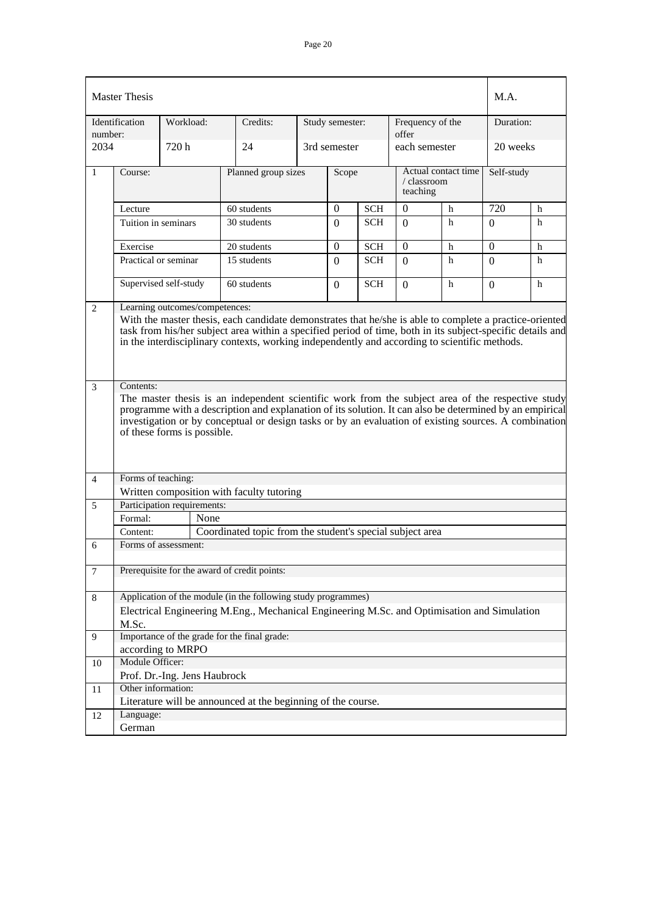| Master Thesis | | | | | | M.A. |
|---|---|---|---|---|---|---|
| Identification number: | Workload: | Credits: | Study semester: | Frequency of the offer | | Duration: |
| 2034 | 720 h | 24 | 3rd semester | each semester | | 20 weeks |

| | Course: | Planned group sizes | Scope | | Actual contact time / classroom teaching | | Self-study | |
|---|---|---|---|---|---|---|---|---|
| 1 | Lecture | 60 students | 0 | SCH | 0 | h | 720 | h |
| | Tuition in seminars | 30 students | 0 | SCH | 0 | h | 0 | h |
| | Exercise | 20 students | 0 | SCH | 0 | h | 0 | h |
| | Practical or seminar | 15 students | 0 | SCH | 0 | h | 0 | h |
| | Supervised self-study | 60 students | 0 | SCH | 0 | h | 0 | h |

**2 Learning outcomes/competences:**

With the master thesis, each candidate demonstrates that he/she is able to complete a practice-oriented task from his/her subject area within a specified period of time, both in its subject-specific details and in the interdisciplinary contexts, working independently and according to scientific methods.

**3 Contents:**

The master thesis is an independent scientific work from the subject area of the respective study programme with a description and explanation of its solution. It can also be determined by an empirical investigation or by conceptual or design tasks or by an evaluation of existing sources. A combination of these forms is possible.

**4 Forms of teaching:**

Written composition with faculty tutoring

**5 Participation requirements:**

| | |
|---|---|
| Formal: | None |
| Content: | Coordinated topic from the student's special subject area |

**6 Forms of assessment:**

**7 Prerequisite for the award of credit points:**

**8 Application of the module (in the following study programmes)**

Electrical Engineering M.Eng., Mechanical Engineering M.Sc. and Optimisation and Simulation M.Sc.

**9 Importance of the grade for the final grade:**

according to MRPO

**10 Module Officer:**

Prof. Dr.-Ing. Jens Haubrock

**11 Other information:**

Literature will be announced at the beginning of the course.

**12 Language:**

German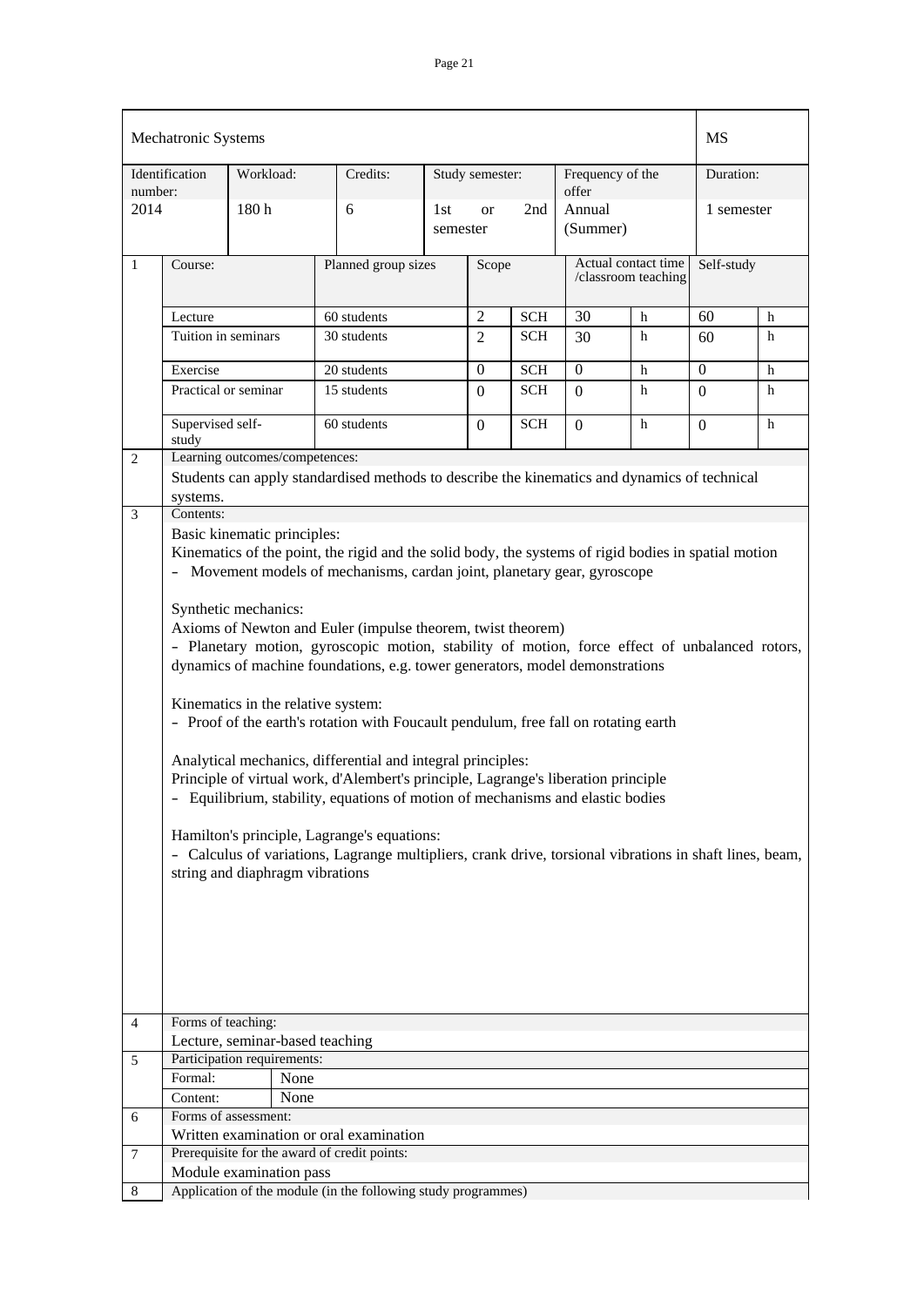| Mechatronic Systems | | | | | | MS |
|---|---|---|---|---|---|---|
| Identification number: | Workload: | Credits: | Study semester: | Frequency of the offer | | Duration: |
| 2014 | 180 h | 6 | 1st or 2nd semester | Annual (Summer) | | 1 semester |

| | Course: | Planned group sizes | Scope | | Actual contact time /classroom teaching | | Self-study | |
|---|---|---|---|---|---|---|---|---|
| 1 | Lecture | 60 students | 2 | SCH | 30 | h | 60 | h |
| | Tuition in seminars | 30 students | 2 | SCH | 30 | h | 60 | h |
| | Exercise | 20 students | 0 | SCH | 0 | h | 0 | h |
| | Practical or seminar | 15 students | 0 | SCH | 0 | h | 0 | h |
| | Supervised self-study | 60 students | 0 | SCH | 0 | h | 0 | h |

**2 Learning outcomes/competences:**

Students can apply standardised methods to describe the kinematics and dynamics of technical systems.

**3 Contents:**

Basic kinematic principles:
Kinematics of the point, the rigid and the solid body, the systems of rigid bodies in spatial motion
- Movement models of mechanisms, cardan joint, planetary gear, gyroscope

Synthetic mechanics:
Axioms of Newton and Euler (impulse theorem, twist theorem)
- Planetary motion, gyroscopic motion, stability of motion, force effect of unbalanced rotors, dynamics of machine foundations, e.g. tower generators, model demonstrations

Kinematics in the relative system:
- Proof of the earth's rotation with Foucault pendulum, free fall on rotating earth

Analytical mechanics, differential and integral principles:
Principle of virtual work, d'Alembert's principle, Lagrange's liberation principle
- Equilibrium, stability, equations of motion of mechanisms and elastic bodies

Hamilton's principle, Lagrange's equations:
- Calculus of variations, Lagrange multipliers, crank drive, torsional vibrations in shaft lines, beam, string and diaphragm vibrations

**4 Forms of teaching:**

Lecture, seminar-based teaching

**5 Participation requirements:**

| Formal: | None |
|---|---|
| Content: | None |

**6 Forms of assessment:**

Written examination or oral examination

**7 Prerequisite for the award of credit points:**

Module examination pass

**8 Application of the module (in the following study programmes)**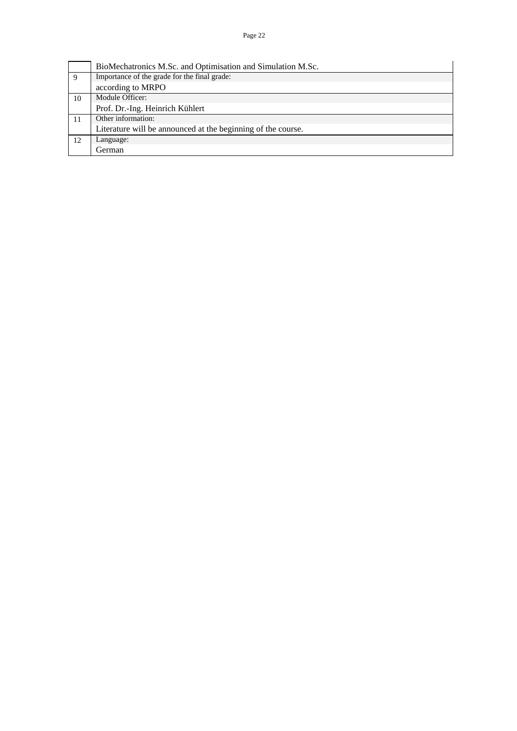| | |
|---|---|
| | BioMechatronics M.Sc. and Optimisation and Simulation M.Sc. |
| 9 | Importance of the grade for the final grade: |
| | according to MRPO |
| 10 | Module Officer: |
| | Prof. Dr.-Ing. Heinrich Kühlert |
| 11 | Other information: |
| | Literature will be announced at the beginning of the course. |
| 12 | Language: |
| | German |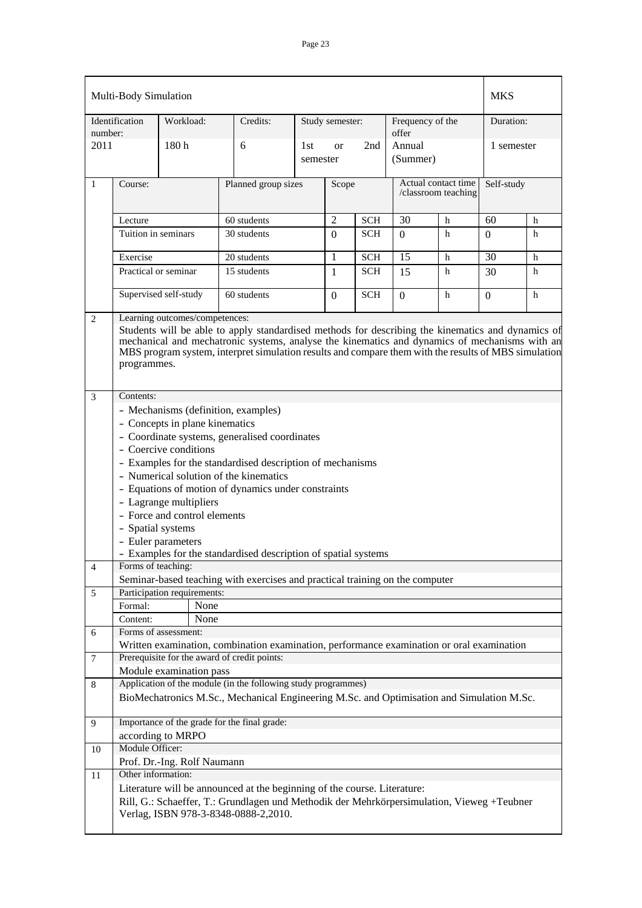## Multi-Body Simulation — MKS

| Identification number: | Workload: | Credits: | Study semester: | Frequency of the offer | Duration: |
|---|---|---|---|---|---|
| 2011 | 180 h | 6 | 1st or 2nd semester | Annual (Summer) | 1 semester |

**1**

| Course: | Planned group sizes | Scope | | Actual contact time /classroom teaching | | Self-study | |
|---|---|---|---|---|---|---|---|
| Lecture | 60 students | 2 | SCH | 30 | h | 60 | h |
| Tuition in seminars | 30 students | 0 | SCH | 0 | h | 0 | h |
| Exercise | 20 students | 1 | SCH | 15 | h | 30 | h |
| Practical or seminar | 15 students | 1 | SCH | 15 | h | 30 | h |
| Supervised self-study | 60 students | 0 | SCH | 0 | h | 0 | h |

**2 Learning outcomes/competences:**

Students will be able to apply standardised methods for describing the kinematics and dynamics of mechanical and mechatronic systems, analyse the kinematics and dynamics of mechanisms with an MBS program system, interpret simulation results and compare them with the results of MBS simulation programmes.

**3 Contents:**

- Mechanisms (definition, examples)
- Concepts in plane kinematics
- Coordinate systems, generalised coordinates
- Coercive conditions
- Examples for the standardised description of mechanisms
- Numerical solution of the kinematics
- Equations of motion of dynamics under constraints
- Lagrange multipliers
- Force and control elements
- Spatial systems
- Euler parameters
- Examples for the standardised description of spatial systems

**4 Forms of teaching:**

Seminar-based teaching with exercises and practical training on the computer

**5 Participation requirements:**

| Formal: | None |
|---|---|
| Content: | None |

**6 Forms of assessment:**

Written examination, combination examination, performance examination or oral examination

**7 Prerequisite for the award of credit points:**

Module examination pass

**8 Application of the module (in the following study programmes)**

BioMechatronics M.Sc., Mechanical Engineering M.Sc. and Optimisation and Simulation M.Sc.

**9 Importance of the grade for the final grade:**

according to MRPO

**10 Module Officer:**

Prof. Dr.-Ing. Rolf Naumann

**11 Other information:**

Literature will be announced at the beginning of the course. Literature:
Rill, G.: Schaeffer, T.: Grundlagen und Methodik der Mehrkörpersimulation, Vieweg +Teubner Verlag, ISBN 978-3-8348-0888-2,2010.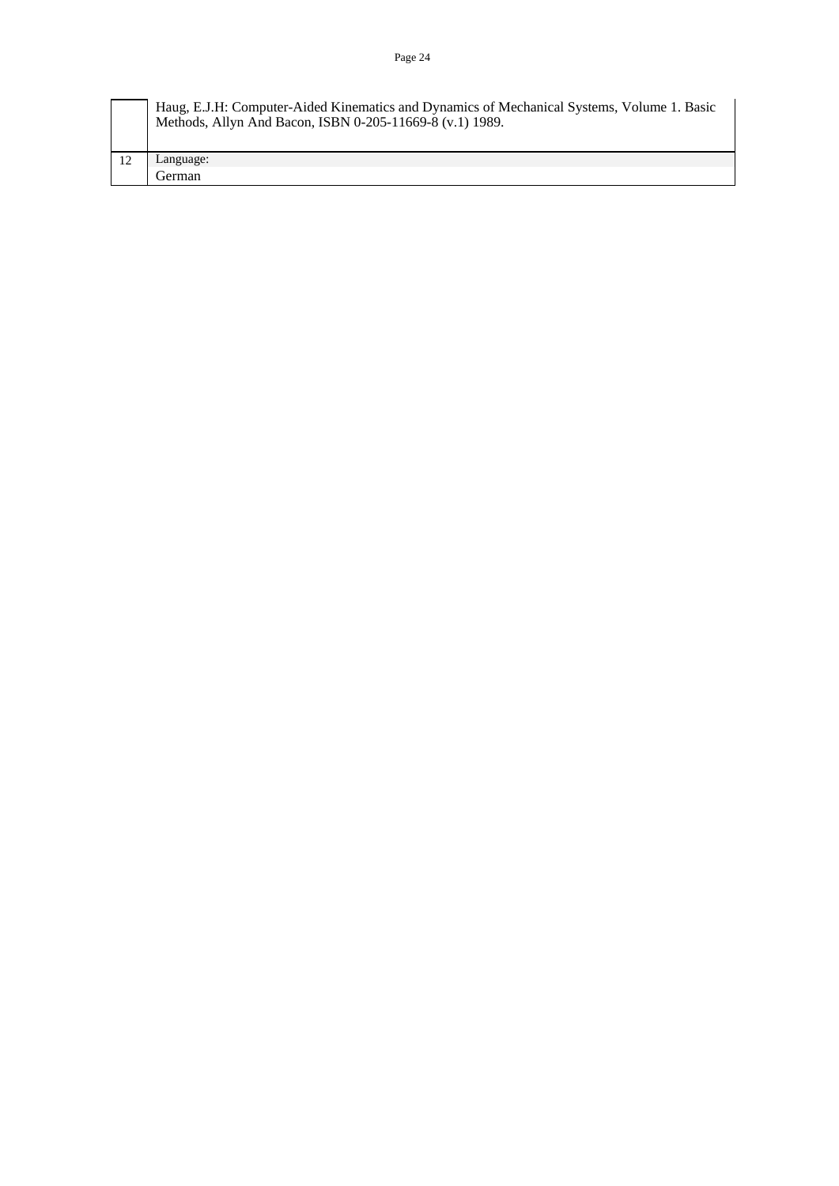|  |  |
|---|---|
|  | Haug, E.J.H: Computer-Aided Kinematics and Dynamics of Mechanical Systems, Volume 1. Basic Methods, Allyn And Bacon, ISBN 0-205-11669-8 (v.1) 1989. |
| 12 | Language:<br>German |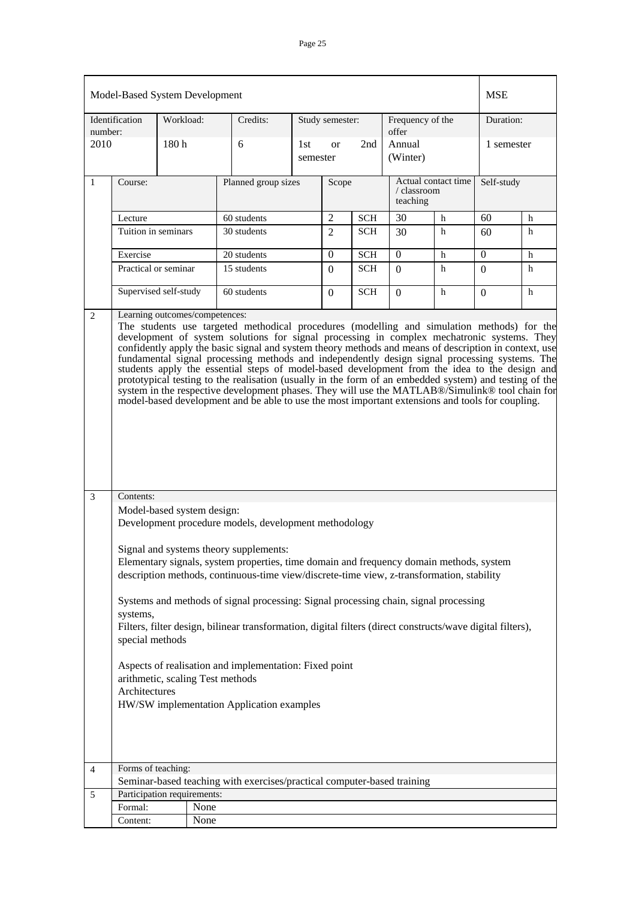| Model-Based System Development | | | | | | MSE |
|---|---|---|---|---|---|---|
| Identification number: | Workload: | Credits: | Study semester: | Frequency of the offer | | Duration: |
| 2010 | 180 h | 6 | 1st or 2nd semester | Annual (Winter) | | 1 semester |

| 1 | Course: | Planned group sizes | Scope | | Actual contact time / classroom teaching | | Self-study | |
|---|---|---|---|---|---|---|---|---|
| | Lecture | 60 students | 2 | SCH | 30 | h | 60 | h |
| | Tuition in seminars | 30 students | 2 | SCH | 30 | h | 60 | h |
| | Exercise | 20 students | 0 | SCH | 0 | h | 0 | h |
| | Practical or seminar | 15 students | 0 | SCH | 0 | h | 0 | h |
| | Supervised self-study | 60 students | 0 | SCH | 0 | h | 0 | h |

**2 Learning outcomes/competences:**

The students use targeted methodical procedures (modelling and simulation methods) for the development of system solutions for signal processing in complex mechatronic systems. They confidently apply the basic signal and system theory methods and means of description in context, use fundamental signal processing methods and independently design signal processing systems. The students apply the essential steps of model-based development from the idea to the design and prototypical testing to the realisation (usually in the form of an embedded system) and testing of the system in the respective development phases. They will use the MATLAB®/Simulink® tool chain for model-based development and be able to use the most important extensions and tools for coupling.

**3 Contents:**

Model-based system design:
Development procedure models, development methodology

Signal and systems theory supplements:
Elementary signals, system properties, time domain and frequency domain methods, system description methods, continuous-time view/discrete-time view, z-transformation, stability

Systems and methods of signal processing: Signal processing chain, signal processing systems,
Filters, filter design, bilinear transformation, digital filters (direct constructs/wave digital filters), special methods

Aspects of realisation and implementation: Fixed point arithmetic, scaling Test methods
Architectures
HW/SW implementation Application examples

**4 Forms of teaching:**

Seminar-based teaching with exercises/practical computer-based training

**5 Participation requirements:**

| Formal: | None |
|---|---|
| Content: | None |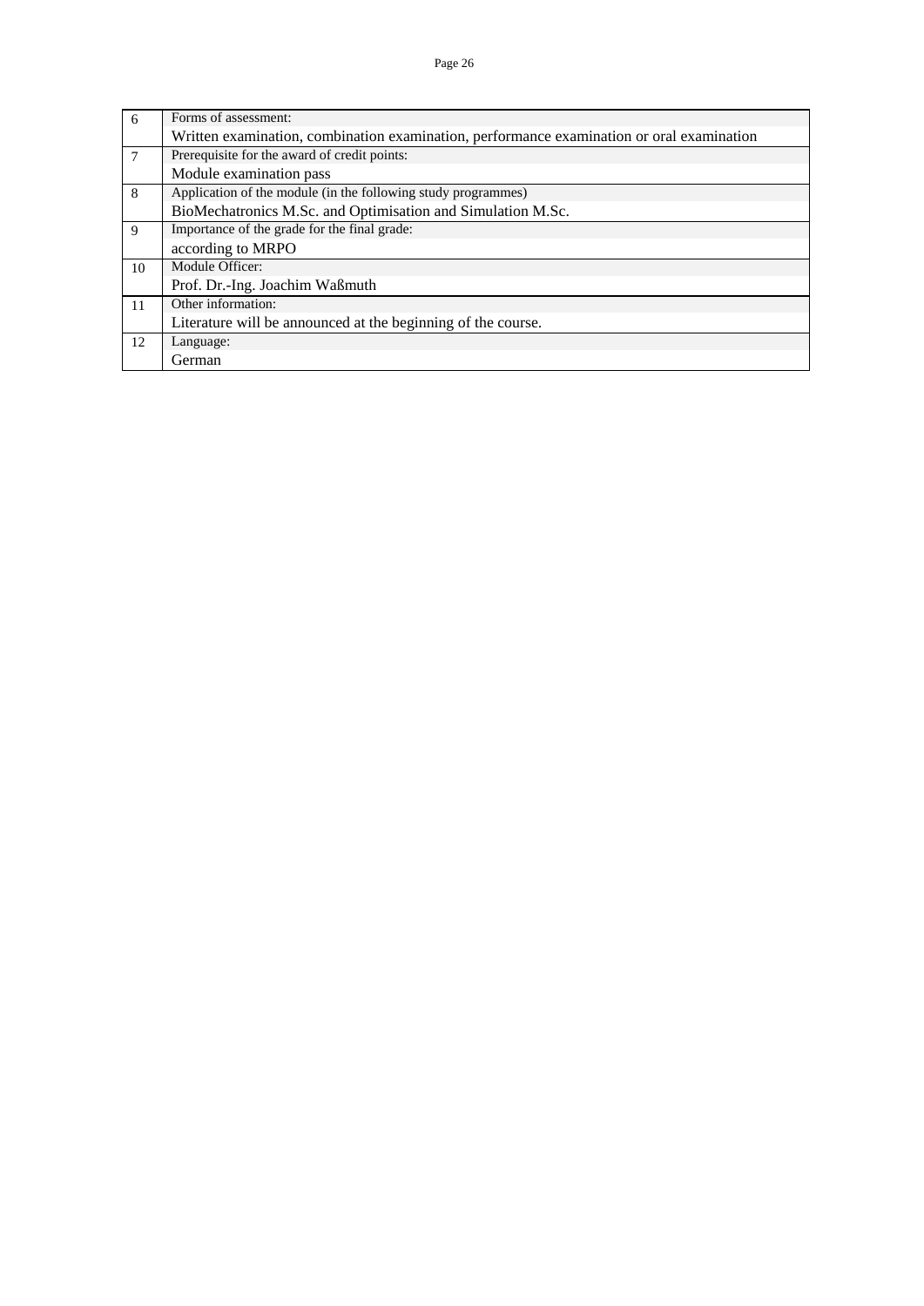| | |
|---|---|
| 6 | Forms of assessment:<br>Written examination, combination examination, performance examination or oral examination |
| 7 | Prerequisite for the award of credit points:<br>Module examination pass |
| 8 | Application of the module (in the following study programmes)<br>BioMechatronics M.Sc. and Optimisation and Simulation M.Sc. |
| 9 | Importance of the grade for the final grade:<br>according to MRPO |
| 10 | Module Officer:<br>Prof. Dr.-Ing. Joachim Waßmuth |
| 11 | Other information:<br>Literature will be announced at the beginning of the course. |
| 12 | Language:<br>German |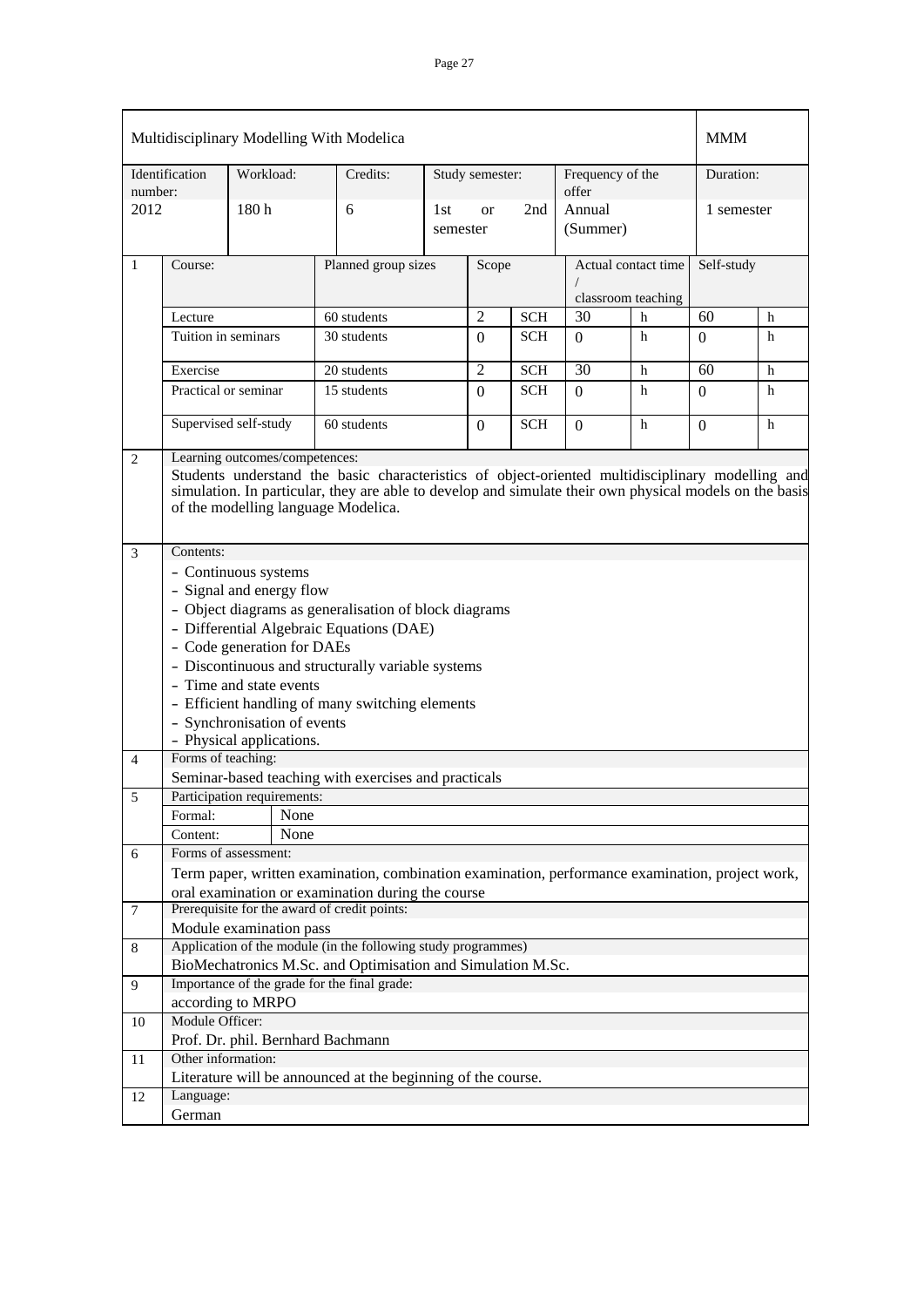| Multidisciplinary Modelling With Modelica | | | | | | MMM |
|---|---|---|---|---|---|---|
| Identification number: | Workload: | Credits: | Study semester: | Frequency of the offer | | Duration: |
| 2012 | 180 h | 6 | 1st or 2nd semester | Annual (Summer) | | 1 semester |

| 1 | Course: | Planned group sizes | Scope | | Actual contact time / classroom teaching | | Self-study | |
|---|---|---|---|---|---|---|---|---|
| | Lecture | 60 students | 2 | SCH | 30 | h | 60 | h |
| | Tuition in seminars | 30 students | 0 | SCH | 0 | h | 0 | h |
| | Exercise | 20 students | 2 | SCH | 30 | h | 60 | h |
| | Practical or seminar | 15 students | 0 | SCH | 0 | h | 0 | h |
| | Supervised self-study | 60 students | 0 | SCH | 0 | h | 0 | h |

**2 Learning outcomes/competences:**

Students understand the basic characteristics of object-oriented multidisciplinary modelling and simulation. In particular, they are able to develop and simulate their own physical models on the basis of the modelling language Modelica.

**3 Contents:**

- Continuous systems
- Signal and energy flow
- Object diagrams as generalisation of block diagrams
- Differential Algebraic Equations (DAE)
- Code generation for DAEs
- Discontinuous and structurally variable systems
- Time and state events
- Efficient handling of many switching elements
- Synchronisation of events
- Physical applications.

**4 Forms of teaching:**

Seminar-based teaching with exercises and practicals

**5 Participation requirements:**

| Formal: | None |
|---|---|
| Content: | None |

**6 Forms of assessment:**

Term paper, written examination, combination examination, performance examination, project work, oral examination or examination during the course

**7 Prerequisite for the award of credit points:**

Module examination pass

**8 Application of the module (in the following study programmes)**

BioMechatronics M.Sc. and Optimisation and Simulation M.Sc.

**9 Importance of the grade for the final grade:**

according to MRPO

**10 Module Officer:**

Prof. Dr. phil. Bernhard Bachmann

**11 Other information:**

Literature will be announced at the beginning of the course.

**12 Language:**

German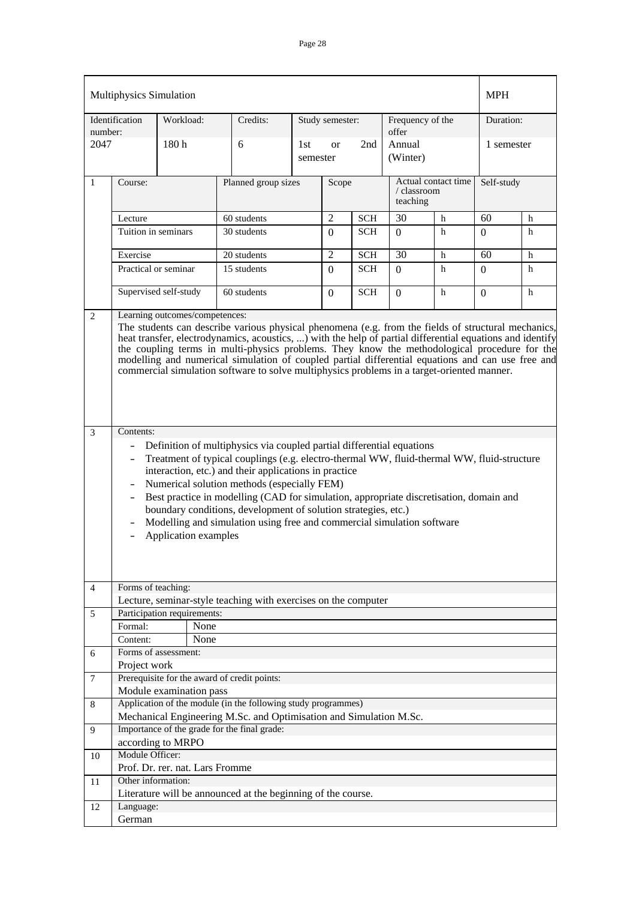| Multiphysics Simulation | | | | | | MPH |
|---|---|---|---|---|---|---|
| Identification number: | Workload: | Credits: | Study semester: | Frequency of the offer | | Duration: |
| 2047 | 180 h | 6 | 1st or 2nd semester | Annual (Winter) | | 1 semester |

| 1 | Course: | Planned group sizes | Scope | | Actual contact time / classroom teaching | | Self-study | |
|---|---|---|---|---|---|---|---|---|
| | Lecture | 60 students | 2 | SCH | 30 | h | 60 | h |
| | Tuition in seminars | 30 students | 0 | SCH | 0 | h | 0 | h |
| | Exercise | 20 students | 2 | SCH | 30 | h | 60 | h |
| | Practical or seminar | 15 students | 0 | SCH | 0 | h | 0 | h |
| | Supervised self-study | 60 students | 0 | SCH | 0 | h | 0 | h |

**2 Learning outcomes/competences:**

The students can describe various physical phenomena (e.g. from the fields of structural mechanics, heat transfer, electrodynamics, acoustics, ...) with the help of partial differential equations and identify the coupling terms in multi-physics problems. They know the methodological procedure for the modelling and numerical simulation of coupled partial differential equations and can use free and commercial simulation software to solve multiphysics problems in a target-oriented manner.

**3 Contents:**

- Definition of multiphysics via coupled partial differential equations
- Treatment of typical couplings (e.g. electro-thermal WW, fluid-thermal WW, fluid-structure interaction, etc.) and their applications in practice
- Numerical solution methods (especially FEM)
- Best practice in modelling (CAD for simulation, appropriate discretisation, domain and boundary conditions, development of solution strategies, etc.)
- Modelling and simulation using free and commercial simulation software
- Application examples

**4 Forms of teaching:**

Lecture, seminar-style teaching with exercises on the computer

**5 Participation requirements:**

| Formal: | None |
|---|---|
| Content: | None |

**6 Forms of assessment:**

Project work

**7 Prerequisite for the award of credit points:**

Module examination pass

**8 Application of the module (in the following study programmes)**

Mechanical Engineering M.Sc. and Optimisation and Simulation M.Sc.

**9 Importance of the grade for the final grade:**

according to MRPO

**10 Module Officer:**

Prof. Dr. rer. nat. Lars Fromme

**11 Other information:**

Literature will be announced at the beginning of the course.

**12 Language:**

German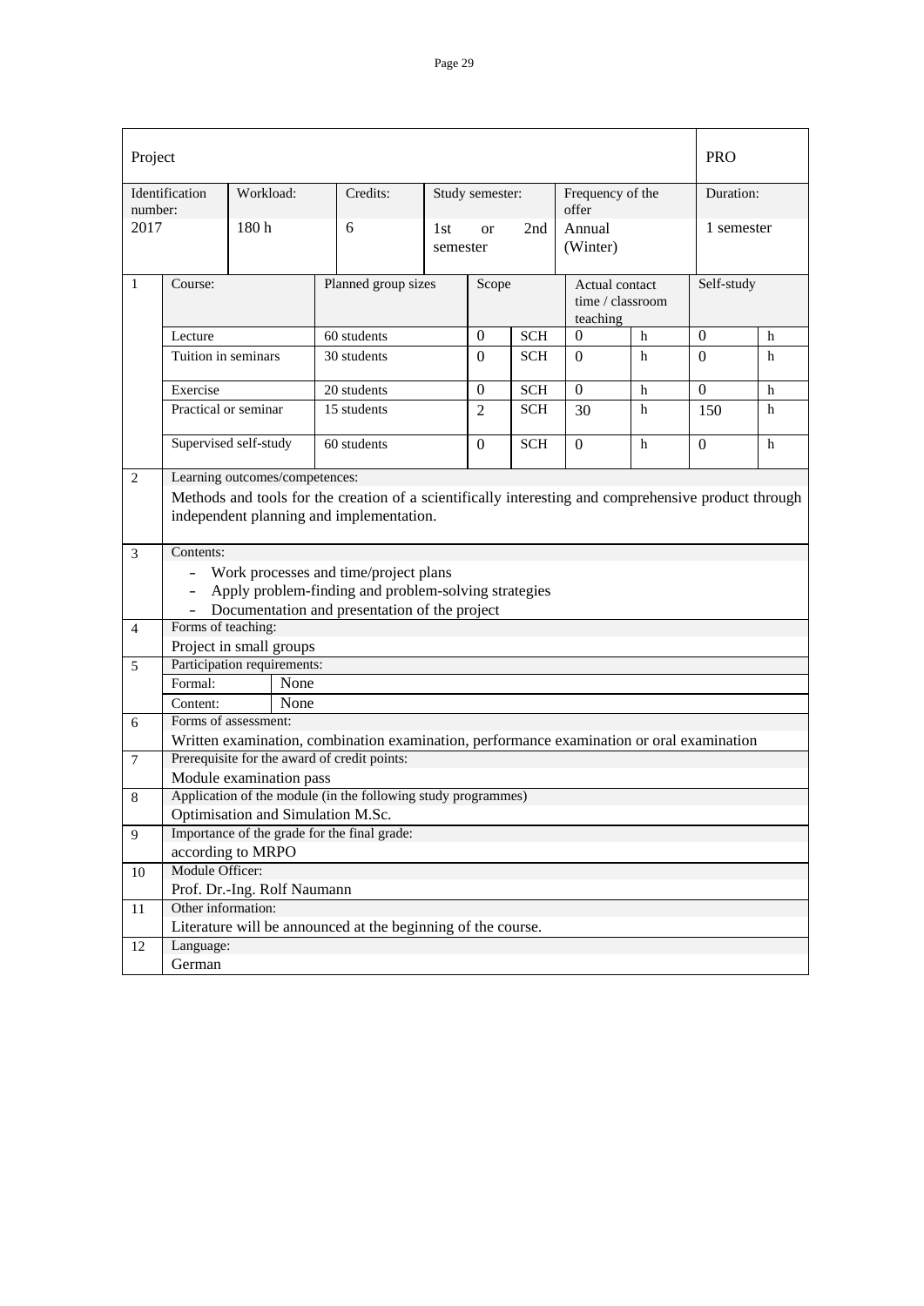| Project | | | | | PRO |
|---|---|---|---|---|---|
| Identification number: | Workload: | Credits: | Study semester: | Frequency of the offer | Duration: |
| 2017 | 180 h | 6 | 1st or 2nd semester | Annual (Winter) | 1 semester |

| | Course: | Planned group sizes | Scope | | Actual contact time / classroom teaching | | Self-study | |
|---|---|---|---|---|---|---|---|---|
| 1 | Lecture | 60 students | 0 | SCH | 0 | h | 0 | h |
| | Tuition in seminars | 30 students | 0 | SCH | 0 | h | 0 | h |
| | Exercise | 20 students | 0 | SCH | 0 | h | 0 | h |
| | Practical or seminar | 15 students | 2 | SCH | 30 | h | 150 | h |
| | Supervised self-study | 60 students | 0 | SCH | 0 | h | 0 | h |

**2 Learning outcomes/competences:**

Methods and tools for the creation of a scientifically interesting and comprehensive product through independent planning and implementation.

**3 Contents:**

- Work processes and time/project plans
- Apply problem-finding and problem-solving strategies
- Documentation and presentation of the project

**4 Forms of teaching:**

Project in small groups

**5 Participation requirements:**

| | |
|---|---|
| Formal: | None |
| Content: | None |

**6 Forms of assessment:**

Written examination, combination examination, performance examination or oral examination

**7 Prerequisite for the award of credit points:**

Module examination pass

**8 Application of the module (in the following study programmes)**

Optimisation and Simulation M.Sc.

**9 Importance of the grade for the final grade:**

according to MRPO

**10 Module Officer:**

Prof. Dr.-Ing. Rolf Naumann

**11 Other information:**

Literature will be announced at the beginning of the course.

**12 Language:**

German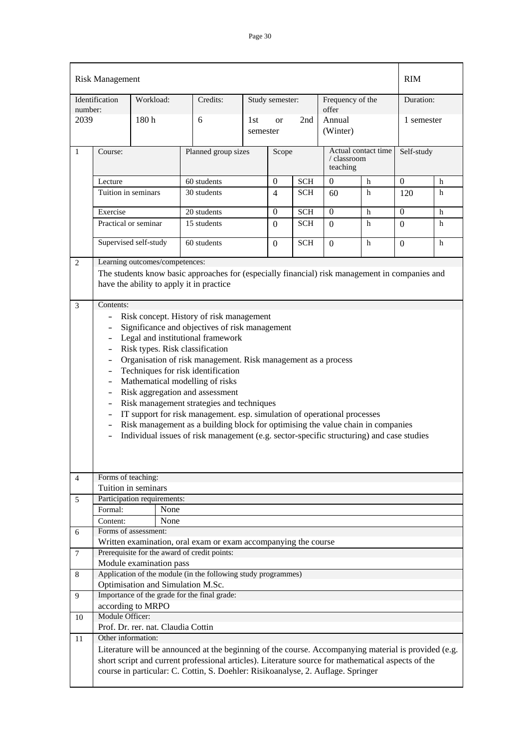| Risk Management | | | | | | | | | RIM | |
|---|---|---|---|---|---|---|---|---|---|---|
| Identification number: | Workload: | | Credits: | Study semester: | | | Frequency of the offer | | Duration: | |
| 2039 | 180 h | | 6 | 1st or 2nd semester | | | Annual (Winter) | | 1 semester | |

| | Course: | Planned group sizes | Scope | | Actual contact time / classroom teaching | | Self-study | |
|---|---|---|---|---|---|---|---|---|
| 1 | Lecture | 60 students | 0 | SCH | 0 | h | 0 | h |
| | Tuition in seminars | 30 students | 4 | SCH | 60 | h | 120 | h |
| | Exercise | 20 students | 0 | SCH | 0 | h | 0 | h |
| | Practical or seminar | 15 students | 0 | SCH | 0 | h | 0 | h |
| | Supervised self-study | 60 students | 0 | SCH | 0 | h | 0 | h |

**2 Learning outcomes/competences:**

The students know basic approaches for (especially financial) risk management in companies and have the ability to apply it in practice

**3 Contents:**

- Risk concept. History of risk management
- Significance and objectives of risk management
- Legal and institutional framework
- Risk types. Risk classification
- Organisation of risk management. Risk management as a process
- Techniques for risk identification
- Mathematical modelling of risks
- Risk aggregation and assessment
- Risk management strategies and techniques
- IT support for risk management. esp. simulation of operational processes
- Risk management as a building block for optimising the value chain in companies
- Individual issues of risk management (e.g. sector-specific structuring) and case studies

**4 Forms of teaching:**

Tuition in seminars

**5 Participation requirements:**

| Formal: | None |
|---|---|
| Content: | None |

**6 Forms of assessment:**

Written examination, oral exam or exam accompanying the course

**7 Prerequisite for the award of credit points:**

Module examination pass

**8 Application of the module (in the following study programmes)**

Optimisation and Simulation M.Sc.

**9 Importance of the grade for the final grade:**

according to MRPO

**10 Module Officer:**

Prof. Dr. rer. nat. Claudia Cottin

**11 Other information:**

Literature will be announced at the beginning of the course. Accompanying material is provided (e.g. short script and current professional articles). Literature source for mathematical aspects of the course in particular: C. Cottin, S. Doehler: Risikoanalyse, 2. Auflage. Springer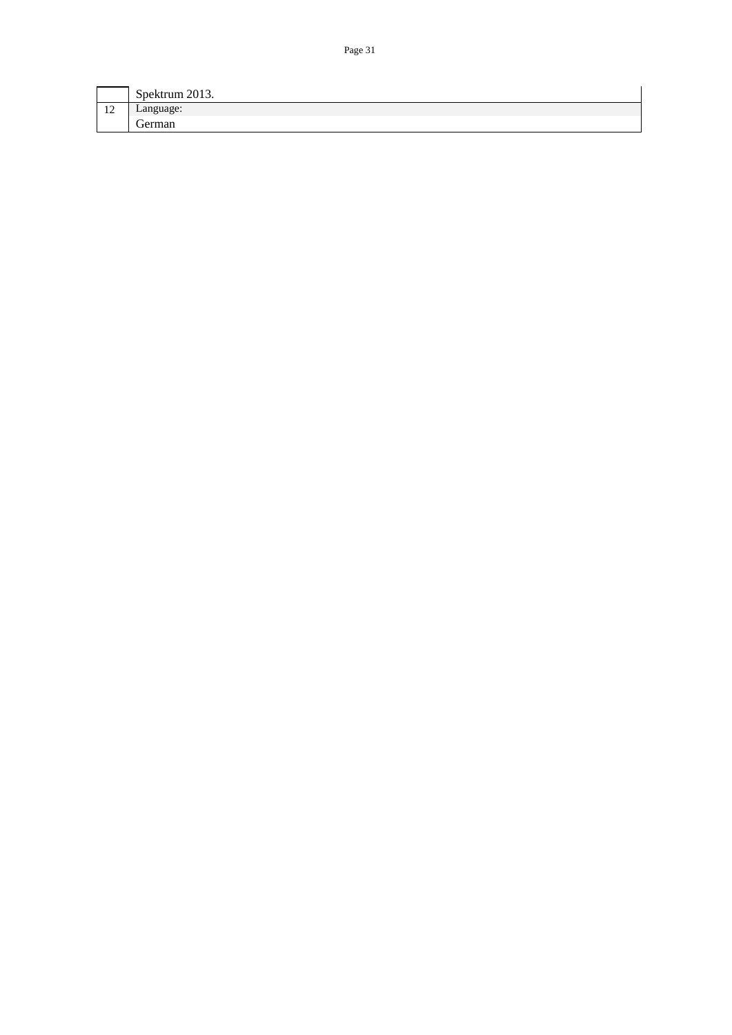|  |  |
|---|---|
|  | Spektrum 2013. |
| 12 | Language: |
|  | German |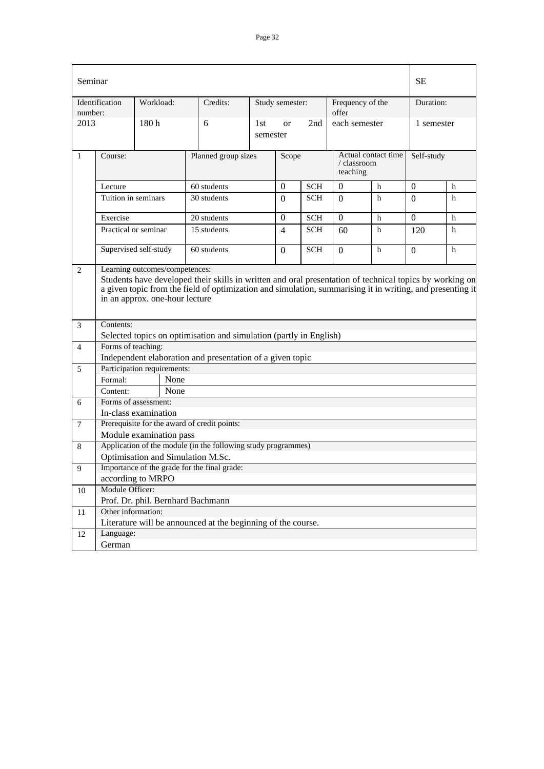| Seminar | | | | | | SE |
|---|---|---|---|---|---|---|
| Identification number: | Workload: | Credits: | Study semester: | Frequency of the offer | | Duration: |
| 2013 | 180 h | 6 | 1st or 2nd semester | each semester | | 1 semester |

| | Course: | Planned group sizes | Scope | | Actual contact time / classroom teaching | | Self-study | |
|---|---|---|---|---|---|---|---|---|
| 1 | Lecture | 60 students | 0 | SCH | 0 | h | 0 | h |
| | Tuition in seminars | 30 students | 0 | SCH | 0 | h | 0 | h |
| | Exercise | 20 students | 0 | SCH | 0 | h | 0 | h |
| | Practical or seminar | 15 students | 4 | SCH | 60 | h | 120 | h |
| | Supervised self-study | 60 students | 0 | SCH | 0 | h | 0 | h |

| | | |
|---|---|---|
| 2 | Learning outcomes/competences: | |
| | Students have developed their skills in written and oral presentation of technical topics by working on a given topic from the field of optimization and simulation, summarising it in writing, and presenting it in an approx. one-hour lecture | |
| 3 | Contents: | |
| | Selected topics on optimisation and simulation (partly in English) | |
| 4 | Forms of teaching: | |
| | Independent elaboration and presentation of a given topic | |
| 5 | Participation requirements: | |
| | Formal: | None |
| | Content: | None |
| 6 | Forms of assessment: | |
| | In-class examination | |
| 7 | Prerequisite for the award of credit points: | |
| | Module examination pass | |
| 8 | Application of the module (in the following study programmes) | |
| | Optimisation and Simulation M.Sc. | |
| 9 | Importance of the grade for the final grade: | |
| | according to MRPO | |
| 10 | Module Officer: | |
| | Prof. Dr. phil. Bernhard Bachmann | |
| 11 | Other information: | |
| | Literature will be announced at the beginning of the course. | |
| 12 | Language: | |
| | German | |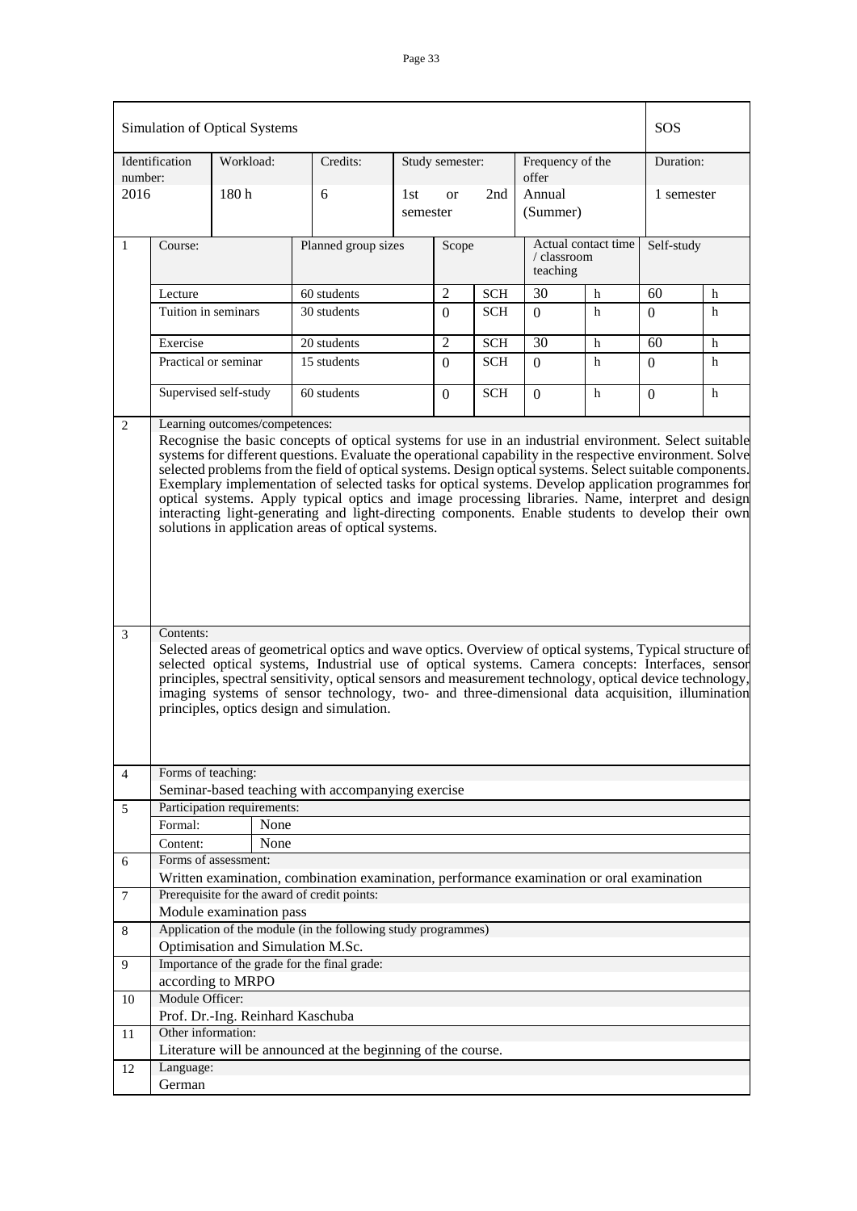| Simulation of Optical Systems | | | | | | SOS |
|---|---|---|---|---|---|---|
| Identification number: | Workload: | Credits: | Study semester: | Frequency of the offer | | Duration: |
| 2016 | 180 h | 6 | 1st or 2nd semester | Annual (Summer) | | 1 semester |

| 1 | Course: | Planned group sizes | Scope | | Actual contact time / classroom teaching | | Self-study | |
|---|---|---|---|---|---|---|---|---|
| | Lecture | 60 students | 2 | SCH | 30 | h | 60 | h |
| | Tuition in seminars | 30 students | 0 | SCH | 0 | h | 0 | h |
| | Exercise | 20 students | 2 | SCH | 30 | h | 60 | h |
| | Practical or seminar | 15 students | 0 | SCH | 0 | h | 0 | h |
| | Supervised self-study | 60 students | 0 | SCH | 0 | h | 0 | h |

**2 Learning outcomes/competences:**

Recognise the basic concepts of optical systems for use in an industrial environment. Select suitable systems for different questions. Evaluate the operational capability in the respective environment. Solve selected problems from the field of optical systems. Design optical systems. Select suitable components. Exemplary implementation of selected tasks for optical systems. Develop application programmes for optical systems. Apply typical optics and image processing libraries. Name, interpret and design interacting light-generating and light-directing components. Enable students to develop their own solutions in application areas of optical systems.

**3 Contents:**

Selected areas of geometrical optics and wave optics. Overview of optical systems, Typical structure of selected optical systems, Industrial use of optical systems. Camera concepts: Interfaces, sensor principles, spectral sensitivity, optical sensors and measurement technology, optical device technology, imaging systems of sensor technology, two- and three-dimensional data acquisition, illumination principles, optics design and simulation.

**4 Forms of teaching:**

Seminar-based teaching with accompanying exercise

**5 Participation requirements:**

- Formal: None
- Content: None

**6 Forms of assessment:**

Written examination, combination examination, performance examination or oral examination

**7 Prerequisite for the award of credit points:**

Module examination pass

**8 Application of the module (in the following study programmes)**

Optimisation and Simulation M.Sc.

**9 Importance of the grade for the final grade:**

according to MRPO

**10 Module Officer:**

Prof. Dr.-Ing. Reinhard Kaschuba

**11 Other information:**

Literature will be announced at the beginning of the course.

**12 Language:**

German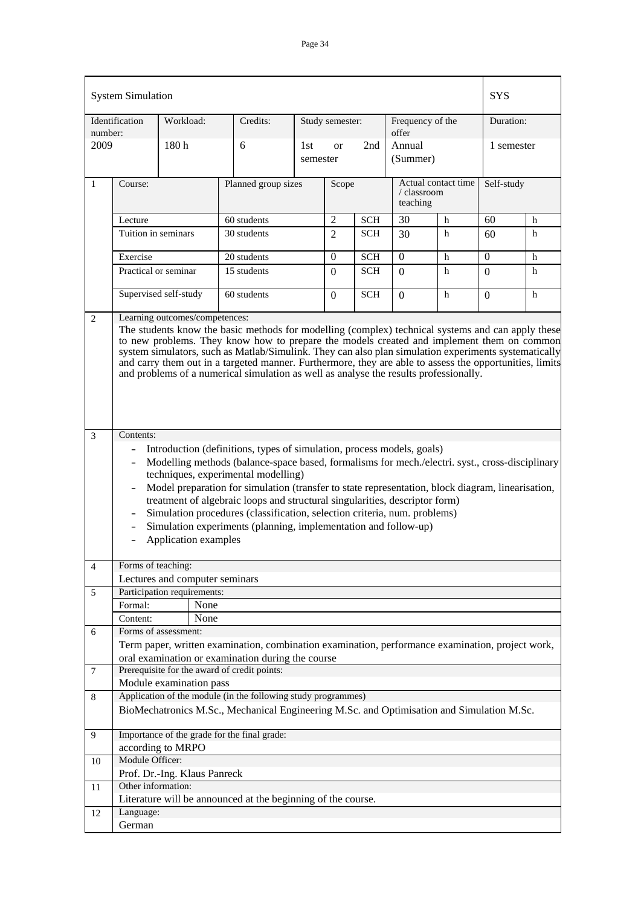# System Simulation — SYS

| Identification number: | Workload: | Credits: | Study semester: | Frequency of the offer | Duration: |
|---|---|---|---|---|---|
| 2009 | 180 h | 6 | 1st or 2nd semester | Annual (Summer) | 1 semester |

**1**

| Course: | Planned group sizes | Scope | | Actual contact time / classroom teaching | | Self-study | |
|---|---|---|---|---|---|---|---|
| Lecture | 60 students | 2 | SCH | 30 | h | 60 | h |
| Tuition in seminars | 30 students | 2 | SCH | 30 | h | 60 | h |
| Exercise | 20 students | 0 | SCH | 0 | h | 0 | h |
| Practical or seminar | 15 students | 0 | SCH | 0 | h | 0 | h |
| Supervised self-study | 60 students | 0 | SCH | 0 | h | 0 | h |

**2 Learning outcomes/competences:**

The students know the basic methods for modelling (complex) technical systems and can apply these to new problems. They know how to prepare the models created and implement them on common system simulators, such as Matlab/Simulink. They can also plan simulation experiments systematically and carry them out in a targeted manner. Furthermore, they are able to assess the opportunities, limits and problems of a numerical simulation as well as analyse the results professionally.

**3 Contents:**

- Introduction (definitions, types of simulation, process models, goals)
- Modelling methods (balance-space based, formalisms for mech./electri. syst., cross-disciplinary techniques, experimental modelling)
- Model preparation for simulation (transfer to state representation, block diagram, linearisation, treatment of algebraic loops and structural singularities, descriptor form)
- Simulation procedures (classification, selection criteria, num. problems)
- Simulation experiments (planning, implementation and follow-up)
- Application examples

**4 Forms of teaching:**

Lectures and computer seminars

**5 Participation requirements:**

Formal: None

Content: None

**6 Forms of assessment:**

Term paper, written examination, combination examination, performance examination, project work, oral examination or examination during the course

**7 Prerequisite for the award of credit points:**

Module examination pass

**8 Application of the module (in the following study programmes)**

BioMechatronics M.Sc., Mechanical Engineering M.Sc. and Optimisation and Simulation M.Sc.

**9 Importance of the grade for the final grade:**

according to MRPO

**10 Module Officer:**

Prof. Dr.-Ing. Klaus Panreck

**11 Other information:**

Literature will be announced at the beginning of the course.

**12 Language:**

German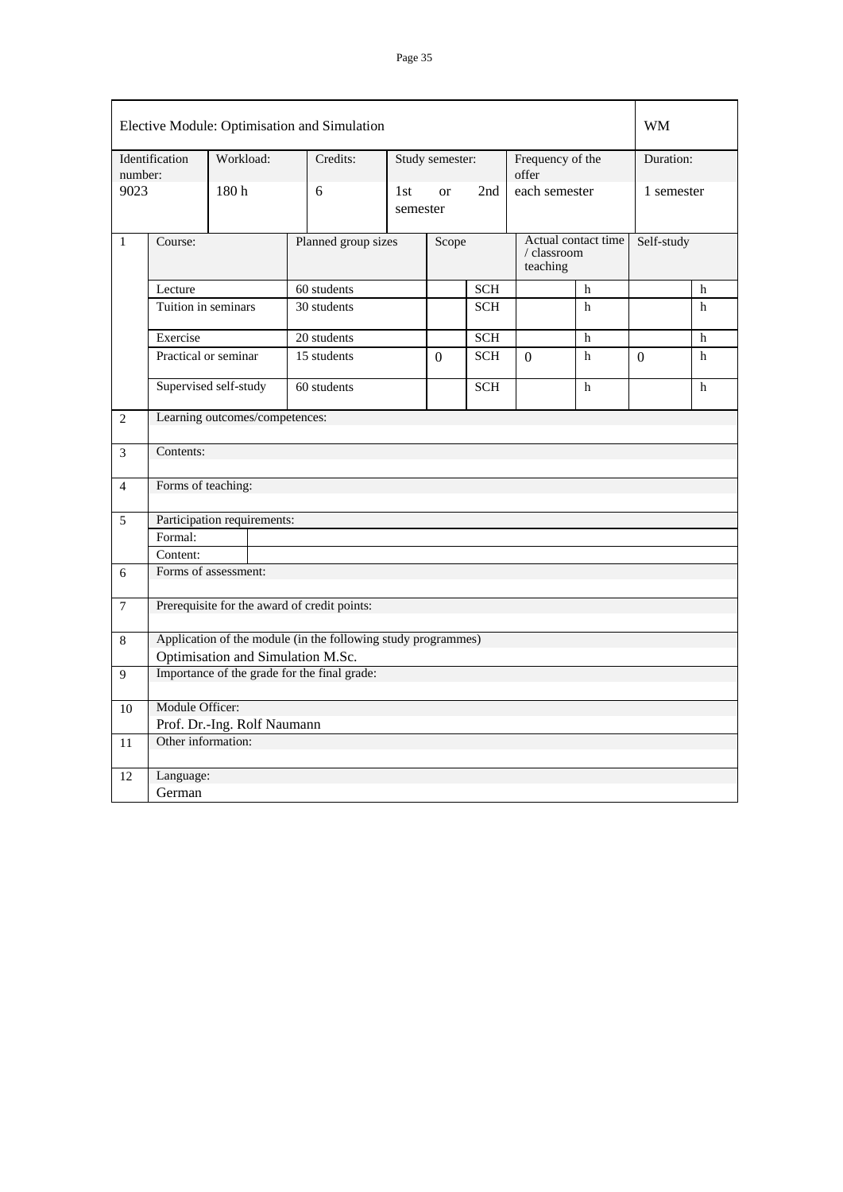| Elective Module: Optimisation and Simulation | | | | | | | WM |
|---|---|---|---|---|---|---|---|
| Identification number: | Workload: | Credits: | Study semester: | | | Frequency of the offer | Duration: |
| 9023 | 180 h | 6 | 1st or 2nd semester | | | each semester | 1 semester |

| | Course: | Planned group sizes | Scope | | Actual contact time / classroom teaching | | Self-study | |
|---|---|---|---|---|---|---|---|---|
| 1 | Lecture | 60 students | | SCH | | h | | h |
| | Tuition in seminars | 30 students | | SCH | | h | | h |
| | Exercise | 20 students | | SCH | | h | | h |
| | Practical or seminar | 15 students | 0 | SCH | 0 | h | 0 | h |
| | Supervised self-study | 60 students | | SCH | | h | | h |

| | |
|---|---|
| 2 | Learning outcomes/competences: |
| 3 | Contents: |
| 4 | Forms of teaching: |
| 5 | Participation requirements:<br>Formal:<br>Content: |
| 6 | Forms of assessment: |
| 7 | Prerequisite for the award of credit points: |
| 8 | Application of the module (in the following study programmes)<br>Optimisation and Simulation M.Sc. |
| 9 | Importance of the grade for the final grade: |
| 10 | Module Officer:<br>Prof. Dr.-Ing. Rolf Naumann |
| 11 | Other information: |
| 12 | Language:<br>German |